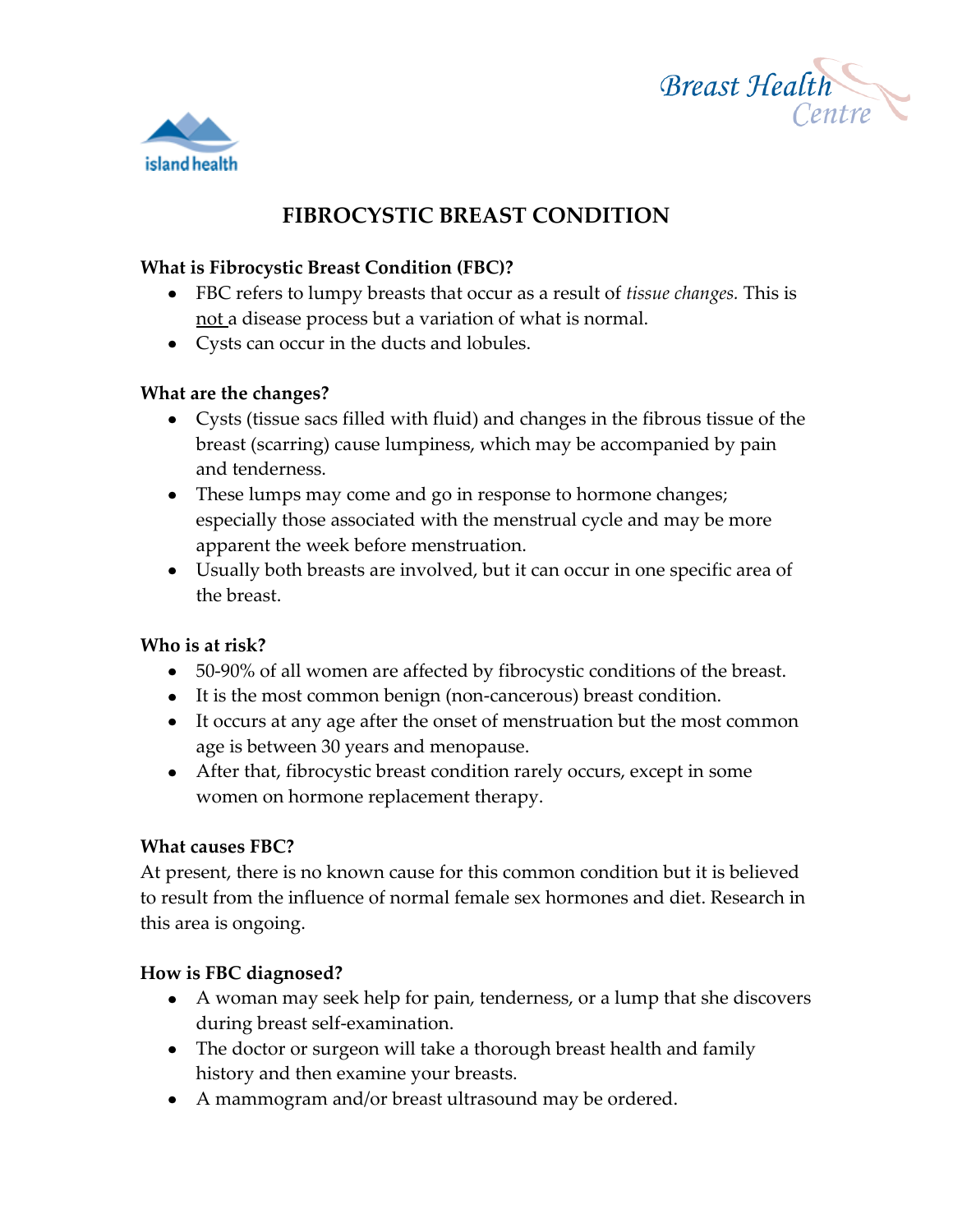# FIBROCYSTIC BREAST CONDITION

**What is Fibrocystic Breast Condition (FBC)?**

- FBC refers to lumpy breasts that occur as a result of *tissue changes.* This is <u>not</u> a disease process but a variation of what is normal.
- Cysts can occur in the ducts and lobules.

**What are the changes?**

- Cysts (tissue sacs filled with fluid) and changes in the fibrous tissue of the breast (scarring) cause lumpiness, which may be accompanied by pain and tenderness.
- These lumps may come and go in response to hormone changes; especially those associated with the menstrual cycle and may be more apparent the week before menstruation.
- Usually both breasts are involved, but it can occur in one specific area of the breast.

**Who is at risk?**

- 50-90% of all women are affected by fibrocystic conditions of the breast.
- It is the most common benign (non-cancerous) breast condition.
- It occurs at any age after the onset of menstruation but the most common age is between 30 years and menopause.
- After that, fibrocystic breast condition rarely occurs, except in some women on hormone replacement therapy.

**What causes FBC?**

At present, there is no known cause for this common condition but it is believed to result from the influence of normal female sex hormones and diet. Research in this area is ongoing.

**How is FBC diagnosed?**

- A woman may seek help for pain, tenderness, or a lump that she discovers during breast self-examination.
- The doctor or surgeon will take a thorough breast health and family history and then examine your breasts.
- A mammogram and/or breast ultrasound may be ordered.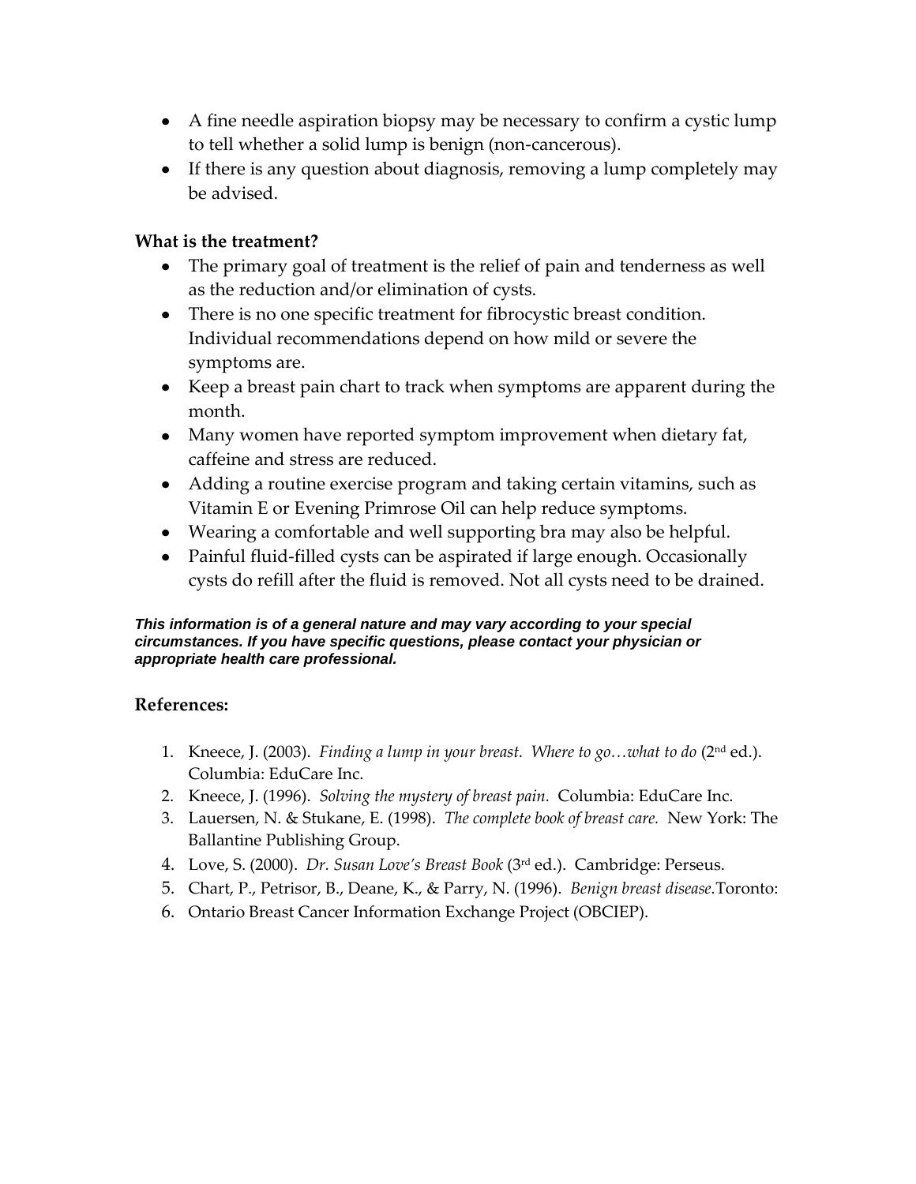- A fine needle aspiration biopsy may be necessary to confirm a cystic lump to tell whether a solid lump is benign (non-cancerous).
- If there is any question about diagnosis, removing a lump completely may be advised.

### What is the treatment?

- The primary goal of treatment is the relief of pain and tenderness as well as the reduction and/or elimination of cysts.
- There is no one specific treatment for fibrocystic breast condition. Individual recommendations depend on how mild or severe the symptoms are.
- Keep a breast pain chart to track when symptoms are apparent during the month.
- Many women have reported symptom improvement when dietary fat, caffeine and stress are reduced.
- Adding a routine exercise program and taking certain vitamins, such as Vitamin E or Evening Primrose Oil can help reduce symptoms.
- Wearing a comfortable and well supporting bra may also be helpful.
- Painful fluid-filled cysts can be aspirated if large enough. Occasionally cysts do refill after the fluid is removed. Not all cysts need to be drained.

***This information is of a general nature and may vary according to your special circumstances. If you have specific questions, please contact your physician or appropriate health care professional.***

### References:

1. Kneece, J. (2003). *Finding a lump in your breast. Where to go…what to do* (2nd ed.). Columbia: EduCare Inc.
2. Kneece, J. (1996). *Solving the mystery of breast pain.* Columbia: EduCare Inc.
3. Lauersen, N. & Stukane, E. (1998). *The complete book of breast care.* New York: The Ballantine Publishing Group.
4. Love, S. (2000). *Dr. Susan Love's Breast Book* (3rd ed.). Cambridge: Perseus.
5. Chart, P., Petrisor, B., Deane, K., & Parry, N. (1996). *Benign breast disease.*Toronto:
6. Ontario Breast Cancer Information Exchange Project (OBCIEP).